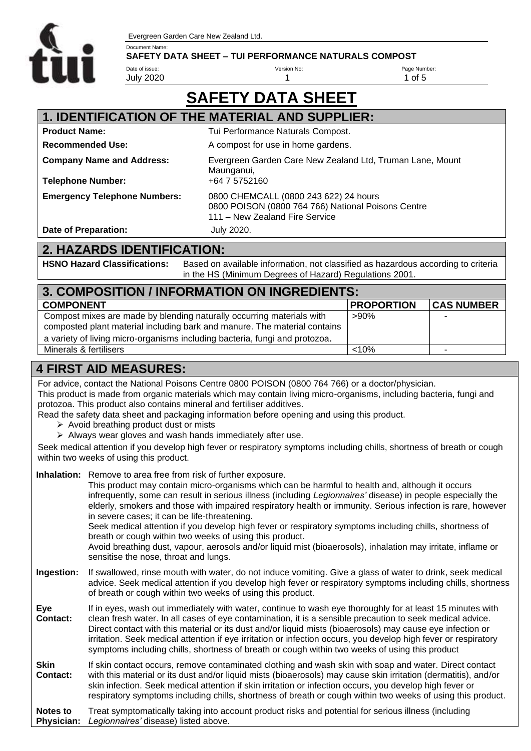# SAFETY DATA SHEET

## 1. IDENTIFICATION OF THE MATERIAL AND SUPPLIER:

| | |
|---|---|
| **Product Name:** | Tui Performance Naturals Compost. |
| **Recommended Use:** | A compost for use in home gardens. |
| **Company Name and Address:** | Evergreen Garden Care New Zealand Ltd, Truman Lane, Mount Maunganui, |
| **Telephone Number:** | +64 7 5752160 |
| **Emergency Telephone Numbers:** | 0800 CHEMCALL (0800 243 622) 24 hours<br>0800 POISON (0800 764 766) National Poisons Centre<br>111 – New Zealand Fire Service |
| **Date of Preparation:** | July 2020. |

## 2. HAZARDS IDENTIFICATION:

**HSNO Hazard Classifications:** Based on available information, not classified as hazardous according to criteria in the HS (Minimum Degrees of Hazard) Regulations 2001.

## 3. COMPOSITION / INFORMATION ON INGREDIENTS:

| COMPONENT | PROPORTION | CAS NUMBER |
|---|---|---|
| Compost mixes are made by blending naturally occurring materials with composted plant material including bark and manure. The material contains a variety of living micro-organisms including bacteria, fungi and protozoa. | >90% | - |
| Minerals & fertilisers | <10% | - |

## 4 FIRST AID MEASURES:

For advice, contact the National Poisons Centre 0800 POISON (0800 764 766) or a doctor/physician.
This product is made from organic materials which may contain living micro-organisms, including bacteria, fungi and protozoa. This product also contains mineral and fertiliser additives.
Read the safety data sheet and packaging information before opening and using this product.

- Avoid breathing product dust or mists
- Always wear gloves and wash hands immediately after use.

Seek medical attention if you develop high fever or respiratory symptoms including chills, shortness of breath or cough within two weeks of using this product.

**Inhalation:** Remove to area free from risk of further exposure.
This product may contain micro-organisms which can be harmful to health and, although it occurs infrequently, some can result in serious illness (including *Legionnaires'* disease) in people especially the elderly, smokers and those with impaired respiratory health or immunity. Serious infection is rare, however in severe cases; it can be life-threatening.
Seek medical attention if you develop high fever or respiratory symptoms including chills, shortness of breath or cough within two weeks of using this product.
Avoid breathing dust, vapour, aerosols and/or liquid mist (bioaerosols), inhalation may irritate, inflame or sensitise the nose, throat and lungs.

**Ingestion:** If swallowed, rinse mouth with water, do not induce vomiting. Give a glass of water to drink, seek medical advice. Seek medical attention if you develop high fever or respiratory symptoms including chills, shortness of breath or cough within two weeks of using this product.

**Eye Contact:** If in eyes, wash out immediately with water, continue to wash eye thoroughly for at least 15 minutes with clean fresh water. In all cases of eye contamination, it is a sensible precaution to seek medical advice. Direct contact with this material or its dust and/or liquid mists (bioaerosols) may cause eye infection or irritation. Seek medical attention if eye irritation or infection occurs, you develop high fever or respiratory symptoms including chills, shortness of breath or cough within two weeks of using this product

**Skin Contact:** If skin contact occurs, remove contaminated clothing and wash skin with soap and water. Direct contact with this material or its dust and/or liquid mists (bioaerosols) may cause skin irritation (dermatitis), and/or skin infection. Seek medical attention if skin irritation or infection occurs, you develop high fever or respiratory symptoms including chills, shortness of breath or cough within two weeks of using this product.

**Notes to Physician:** Treat symptomatically taking into account product risks and potential for serious illness (including *Legionnaires'* disease) listed above.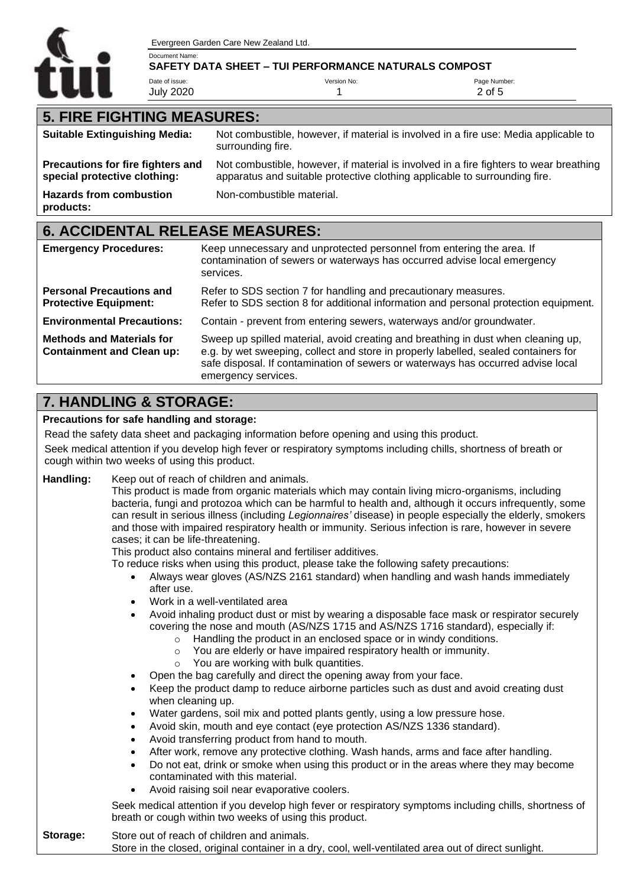## 5. FIRE FIGHTING MEASURES:

| | |
|---|---|
| **Suitable Extinguishing Media:** | Not combustible, however, if material is involved in a fire use: Media applicable to surrounding fire. |
| **Precautions for fire fighters and special protective clothing:** | Not combustible, however, if material is involved in a fire fighters to wear breathing apparatus and suitable protective clothing applicable to surrounding fire. |
| **Hazards from combustion products:** | Non-combustible material. |

## 6. ACCIDENTAL RELEASE MEASURES:

| | |
|---|---|
| **Emergency Procedures:** | Keep unnecessary and unprotected personnel from entering the area. If contamination of sewers or waterways has occurred advise local emergency services. |
| **Personal Precautions and Protective Equipment:** | Refer to SDS section 7 for handling and precautionary measures. Refer to SDS section 8 for additional information and personal protection equipment. |
| **Environmental Precautions:** | Contain - prevent from entering sewers, waterways and/or groundwater. |
| **Methods and Materials for Containment and Clean up:** | Sweep up spilled material, avoid creating and breathing in dust when cleaning up, e.g. by wet sweeping, collect and store in properly labelled, sealed containers for safe disposal. If contamination of sewers or waterways has occurred advise local emergency services. |

## 7. HANDLING & STORAGE:

**Precautions for safe handling and storage:**

Read the safety data sheet and packaging information before opening and using this product.

Seek medical attention if you develop high fever or respiratory symptoms including chills, shortness of breath or cough within two weeks of using this product.

**Handling:** Keep out of reach of children and animals.

This product is made from organic materials which may contain living micro-organisms, including bacteria, fungi and protozoa which can be harmful to health and, although it occurs infrequently, some can result in serious illness (including *Legionnaires'* disease) in people especially the elderly, smokers and those with impaired respiratory health or immunity. Serious infection is rare, however in severe cases; it can be life-threatening.

This product also contains mineral and fertiliser additives.

To reduce risks when using this product, please take the following safety precautions:

- Always wear gloves (AS/NZS 2161 standard) when handling and wash hands immediately after use.
- Work in a well-ventilated area
- Avoid inhaling product dust or mist by wearing a disposable face mask or respirator securely covering the nose and mouth (AS/NZS 1715 and AS/NZS 1716 standard), especially if:
  - Handling the product in an enclosed space or in windy conditions.
  - You are elderly or have impaired respiratory health or immunity.
  - You are working with bulk quantities.
- Open the bag carefully and direct the opening away from your face.
- Keep the product damp to reduce airborne particles such as dust and avoid creating dust when cleaning up.
- Water gardens, soil mix and potted plants gently, using a low pressure hose.
- Avoid skin, mouth and eye contact (eye protection AS/NZS 1336 standard).
- Avoid transferring product from hand to mouth.
- After work, remove any protective clothing. Wash hands, arms and face after handling.
- Do not eat, drink or smoke when using this product or in the areas where they may become contaminated with this material.
- Avoid raising soil near evaporative coolers.

Seek medical attention if you develop high fever or respiratory symptoms including chills, shortness of breath or cough within two weeks of using this product.

**Storage:** Store out of reach of children and animals.
Store in the closed, original container in a dry, cool, well-ventilated area out of direct sunlight.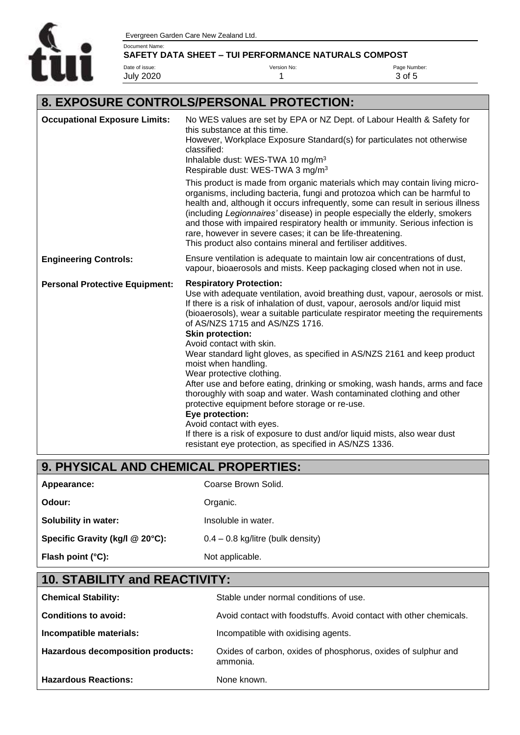## 8. EXPOSURE CONTROLS/PERSONAL PROTECTION:

| | |
|---|---|
| **Occupational Exposure Limits:** | No WES values are set by EPA or NZ Dept. of Labour Health & Safety for this substance at this time.<br>However, Workplace Exposure Standard(s) for particulates not otherwise classified:<br>Inhalable dust: WES-TWA 10 mg/m$^3$<br>Respirable dust: WES-TWA 3 mg/m$^3$<br>This product is made from organic materials which may contain living micro-organisms, including bacteria, fungi and protozoa which can be harmful to health and, although it occurs infrequently, some can result in serious illness (including *Legionnaires'* disease) in people especially the elderly, smokers and those with impaired respiratory health or immunity. Serious infection is rare, however in severe cases; it can be life-threatening.<br>This product also contains mineral and fertiliser additives. |
| **Engineering Controls:** | Ensure ventilation is adequate to maintain low air concentrations of dust, vapour, bioaerosols and mists. Keep packaging closed when not in use. |
| **Personal Protective Equipment:** | **Respiratory Protection:**<br>Use with adequate ventilation, avoid breathing dust, vapour, aerosols or mist. If there is a risk of inhalation of dust, vapour, aerosols and/or liquid mist (bioaerosols), wear a suitable particulate respirator meeting the requirements of AS/NZS 1715 and AS/NZS 1716.<br>**Skin protection:**<br>Avoid contact with skin.<br>Wear standard light gloves, as specified in AS/NZS 2161 and keep product moist when handling.<br>Wear protective clothing.<br>After use and before eating, drinking or smoking, wash hands, arms and face thoroughly with soap and water. Wash contaminated clothing and other protective equipment before storage or re-use.<br>**Eye protection:**<br>Avoid contact with eyes.<br>If there is a risk of exposure to dust and/or liquid mists, also wear dust resistant eye protection, as specified in AS/NZS 1336. |

## 9. PHYSICAL AND CHEMICAL PROPERTIES:

| | |
|---|---|
| **Appearance:** | Coarse Brown Solid. |
| **Odour:** | Organic. |
| **Solubility in water:** | Insoluble in water. |
| **Specific Gravity (kg/l @ 20°C):** | 0.4 – 0.8 kg/litre (bulk density) |
| **Flash point (°C):** | Not applicable. |

## 10. STABILITY and REACTIVITY:

| | |
|---|---|
| **Chemical Stability:** | Stable under normal conditions of use. |
| **Conditions to avoid:** | Avoid contact with foodstuffs. Avoid contact with other chemicals. |
| **Incompatible materials:** | Incompatible with oxidising agents. |
| **Hazardous decomposition products:** | Oxides of carbon, oxides of phosphorus, oxides of sulphur and ammonia. |
| **Hazardous Reactions:** | None known. |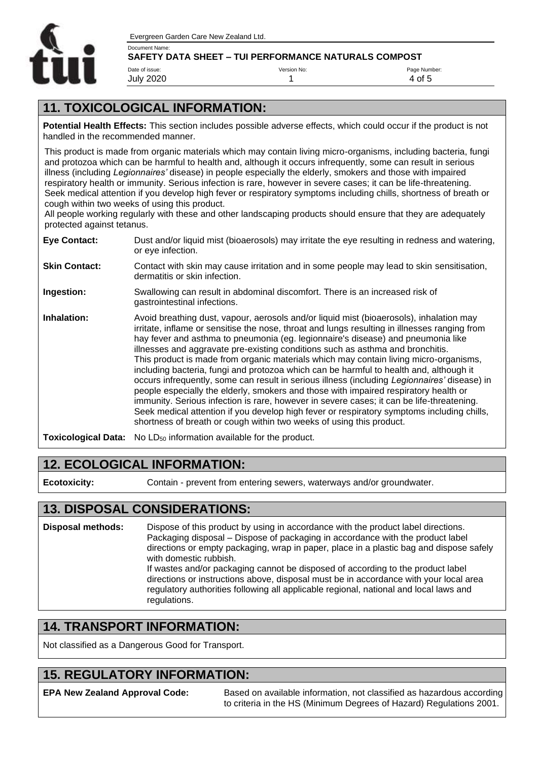## 11. TOXICOLOGICAL INFORMATION:

**Potential Health Effects:** This section includes possible adverse effects, which could occur if the product is not handled in the recommended manner.

This product is made from organic materials which may contain living micro-organisms, including bacteria, fungi and protozoa which can be harmful to health and, although it occurs infrequently, some can result in serious illness (including *Legionnaires'* disease) in people especially the elderly, smokers and those with impaired respiratory health or immunity. Serious infection is rare, however in severe cases; it can be life-threatening. Seek medical attention if you develop high fever or respiratory symptoms including chills, shortness of breath or cough within two weeks of using this product.
All people working regularly with these and other landscaping products should ensure that they are adequately protected against tetanus.

**Eye Contact:** Dust and/or liquid mist (bioaerosols) may irritate the eye resulting in redness and watering, or eye infection.

**Skin Contact:** Contact with skin may cause irritation and in some people may lead to skin sensitisation, dermatitis or skin infection.

**Ingestion:** Swallowing can result in abdominal discomfort. There is an increased risk of gastrointestinal infections.

**Inhalation:** Avoid breathing dust, vapour, aerosols and/or liquid mist (bioaerosols), inhalation may irritate, inflame or sensitise the nose, throat and lungs resulting in illnesses ranging from hay fever and asthma to pneumonia (eg. legionnaire's disease) and pneumonia like illnesses and aggravate pre-existing conditions such as asthma and bronchitis. This product is made from organic materials which may contain living micro-organisms, including bacteria, fungi and protozoa which can be harmful to health and, although it occurs infrequently, some can result in serious illness (including *Legionnaires'* disease) in people especially the elderly, smokers and those with impaired respiratory health or immunity. Serious infection is rare, however in severe cases; it can be life-threatening. Seek medical attention if you develop high fever or respiratory symptoms including chills, shortness of breath or cough within two weeks of using this product.

**Toxicological Data:** No $LD_{50}$ information available for the product.

## 12. ECOLOGICAL INFORMATION:

**Ecotoxicity:** Contain - prevent from entering sewers, waterways and/or groundwater.

## 13. DISPOSAL CONSIDERATIONS:

**Disposal methods:** Dispose of this product by using in accordance with the product label directions. Packaging disposal – Dispose of packaging in accordance with the product label directions or empty packaging, wrap in paper, place in a plastic bag and dispose safely with domestic rubbish.
If wastes and/or packaging cannot be disposed of according to the product label directions or instructions above, disposal must be in accordance with your local area regulatory authorities following all applicable regional, national and local laws and regulations.

## 14. TRANSPORT INFORMATION:

Not classified as a Dangerous Good for Transport.

## 15. REGULATORY INFORMATION:

**EPA New Zealand Approval Code:** Based on available information, not classified as hazardous according to criteria in the HS (Minimum Degrees of Hazard) Regulations 2001.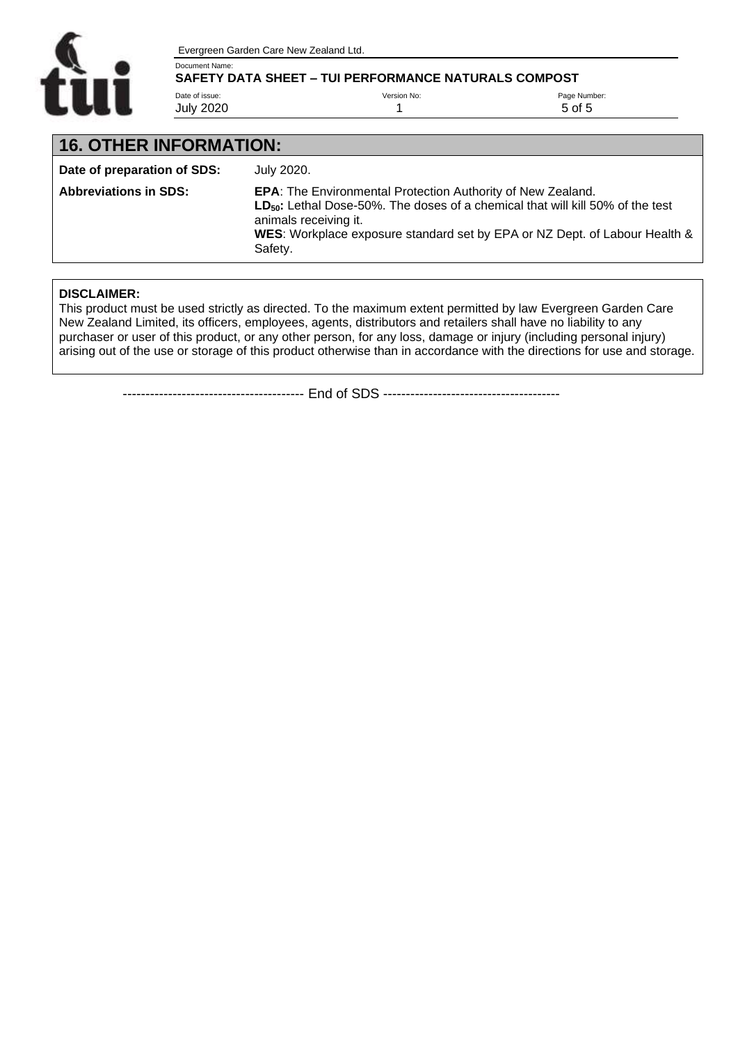## 16. OTHER INFORMATION:

| | |
|---|---|
| **Date of preparation of SDS:** | July 2020. |
| **Abbreviations in SDS:** | **EPA**: The Environmental Protection Authority of New Zealand.<br>**$LD_{50}$:** Lethal Dose-50%. The doses of a chemical that will kill 50% of the test animals receiving it.<br>**WES**: Workplace exposure standard set by EPA or NZ Dept. of Labour Health & Safety. |

**DISCLAIMER:**

This product must be used strictly as directed. To the maximum extent permitted by law Evergreen Garden Care New Zealand Limited, its officers, employees, agents, distributors and retailers shall have no liability to any purchaser or user of this product, or any other person, for any loss, damage or injury (including personal injury) arising out of the use or storage of this product otherwise than in accordance with the directions for use and storage.

--------------------------------------- End of SDS --------------------------------------